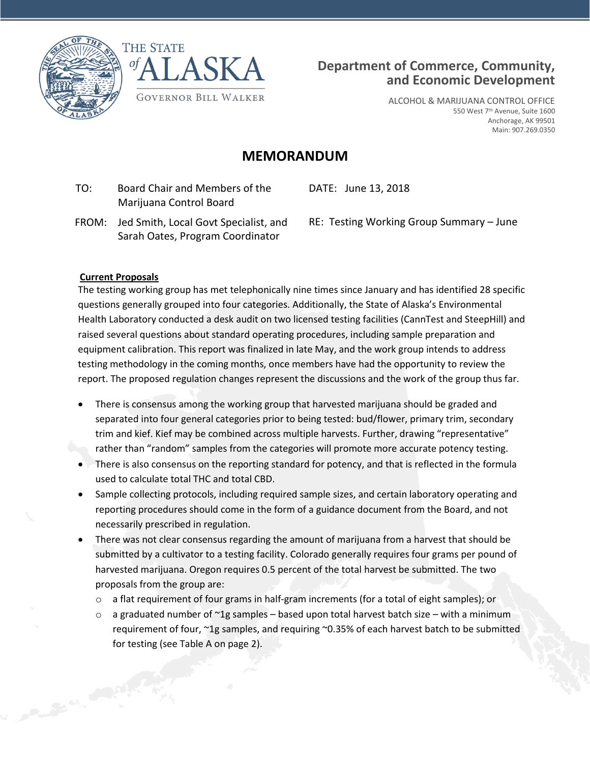THE STATE *of* ALASKA

GOVERNOR BILL WALKER

**Department of Commerce, Community, and Economic Development**

ALCOHOL & MARIJUANA CONTROL OFFICE
550 West 7th Avenue, Suite 1600
Anchorage, AK 99501
Main: 907.269.0350

# MEMORANDUM

TO: Board Chair and Members of the Marijuana Control Board

DATE: June 13, 2018

FROM: Jed Smith, Local Govt Specialist, and Sarah Oates, Program Coordinator

RE: Testing Working Group Summary – June

**Current Proposals**

The testing working group has met telephonically nine times since January and has identified 28 specific questions generally grouped into four categories. Additionally, the State of Alaska's Environmental Health Laboratory conducted a desk audit on two licensed testing facilities (CannTest and SteepHill) and raised several questions about standard operating procedures, including sample preparation and equipment calibration. This report was finalized in late May, and the work group intends to address testing methodology in the coming months, once members have had the opportunity to review the report. The proposed regulation changes represent the discussions and the work of the group thus far.

- There is consensus among the working group that harvested marijuana should be graded and separated into four general categories prior to being tested: bud/flower, primary trim, secondary trim and kief. Kief may be combined across multiple harvests. Further, drawing "representative" rather than "random" samples from the categories will promote more accurate potency testing.
- There is also consensus on the reporting standard for potency, and that is reflected in the formula used to calculate total THC and total CBD.
- Sample collecting protocols, including required sample sizes, and certain laboratory operating and reporting procedures should come in the form of a guidance document from the Board, and not necessarily prescribed in regulation.
- There was not clear consensus regarding the amount of marijuana from a harvest that should be submitted by a cultivator to a testing facility. Colorado generally requires four grams per pound of harvested marijuana. Oregon requires 0.5 percent of the total harvest be submitted. The two proposals from the group are:
  - a flat requirement of four grams in half-gram increments (for a total of eight samples); or
  - a graduated number of ~1g samples – based upon total harvest batch size – with a minimum requirement of four, ~1g samples, and requiring ~0.35% of each harvest batch to be submitted for testing (see Table A on page 2).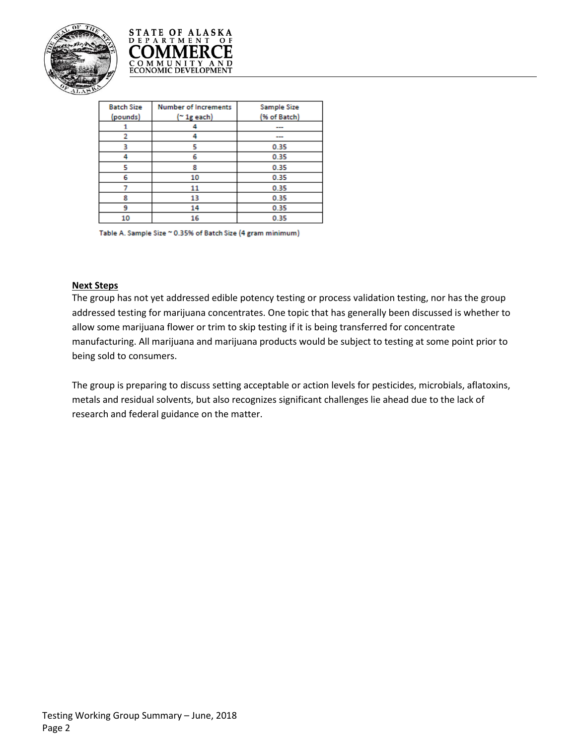| Batch Size (pounds) | Number of Increments (~ 1g each) | Sample Size (% of Batch) |
| --- | --- | --- |
| 1 | 4 | --- |
| 2 | 4 | --- |
| 3 | 5 | 0.35 |
| 4 | 6 | 0.35 |
| 5 | 8 | 0.35 |
| 6 | 10 | 0.35 |
| 7 | 11 | 0.35 |
| 8 | 13 | 0.35 |
| 9 | 14 | 0.35 |
| 10 | 16 | 0.35 |

Table A. Sample Size ~ 0.35% of Batch Size (4 gram minimum)

**Next Steps**

The group has not yet addressed edible potency testing or process validation testing, nor has the group addressed testing for marijuana concentrates. One topic that has generally been discussed is whether to allow some marijuana flower or trim to skip testing if it is being transferred for concentrate manufacturing. All marijuana and marijuana products would be subject to testing at some point prior to being sold to consumers.

The group is preparing to discuss setting acceptable or action levels for pesticides, microbials, aflatoxins, metals and residual solvents, but also recognizes significant challenges lie ahead due to the lack of research and federal guidance on the matter.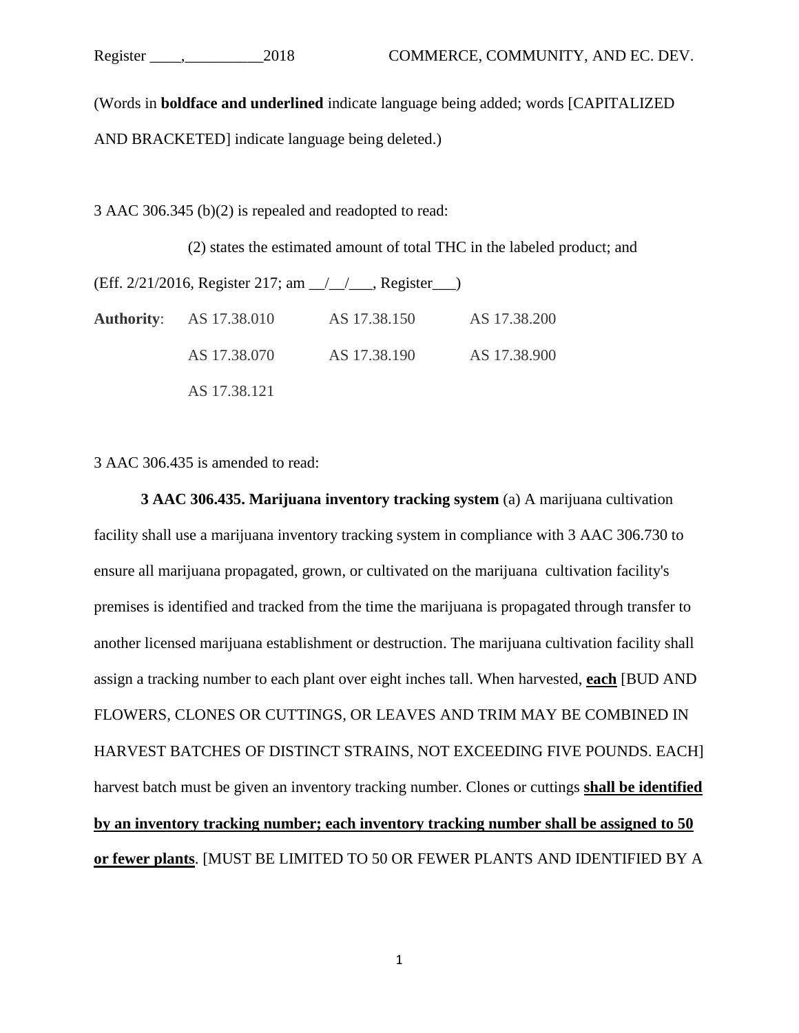(Words in **boldface and underlined** indicate language being added; words [CAPITALIZED AND BRACKETED] indicate language being deleted.)

3 AAC 306.345 (b)(2) is repealed and readopted to read:

(2) states the estimated amount of total THC in the labeled product; and

(Eff. 2/21/2016, Register 217; am __/__/___, Register___)

| **Authority**: | AS 17.38.010 | AS 17.38.150 | AS 17.38.200 |
|---|---|---|---|
| | AS 17.38.070 | AS 17.38.190 | AS 17.38.900 |
| | AS 17.38.121 | | |

3 AAC 306.435 is amended to read:

**3 AAC 306.435. Marijuana inventory tracking system** (a) A marijuana cultivation facility shall use a marijuana inventory tracking system in compliance with 3 AAC 306.730 to ensure all marijuana propagated, grown, or cultivated on the marijuana cultivation facility's premises is identified and tracked from the time the marijuana is propagated through transfer to another licensed marijuana establishment or destruction. The marijuana cultivation facility shall assign a tracking number to each plant over eight inches tall. When harvested, **<u>each</u>** [BUD AND FLOWERS, CLONES OR CUTTINGS, OR LEAVES AND TRIM MAY BE COMBINED IN HARVEST BATCHES OF DISTINCT STRAINS, NOT EXCEEDING FIVE POUNDS. EACH] harvest batch must be given an inventory tracking number. Clones or cuttings **<u>shall be identified by an inventory tracking number; each inventory tracking number shall be assigned to 50 or fewer plants</u>**. [MUST BE LIMITED TO 50 OR FEWER PLANTS AND IDENTIFIED BY A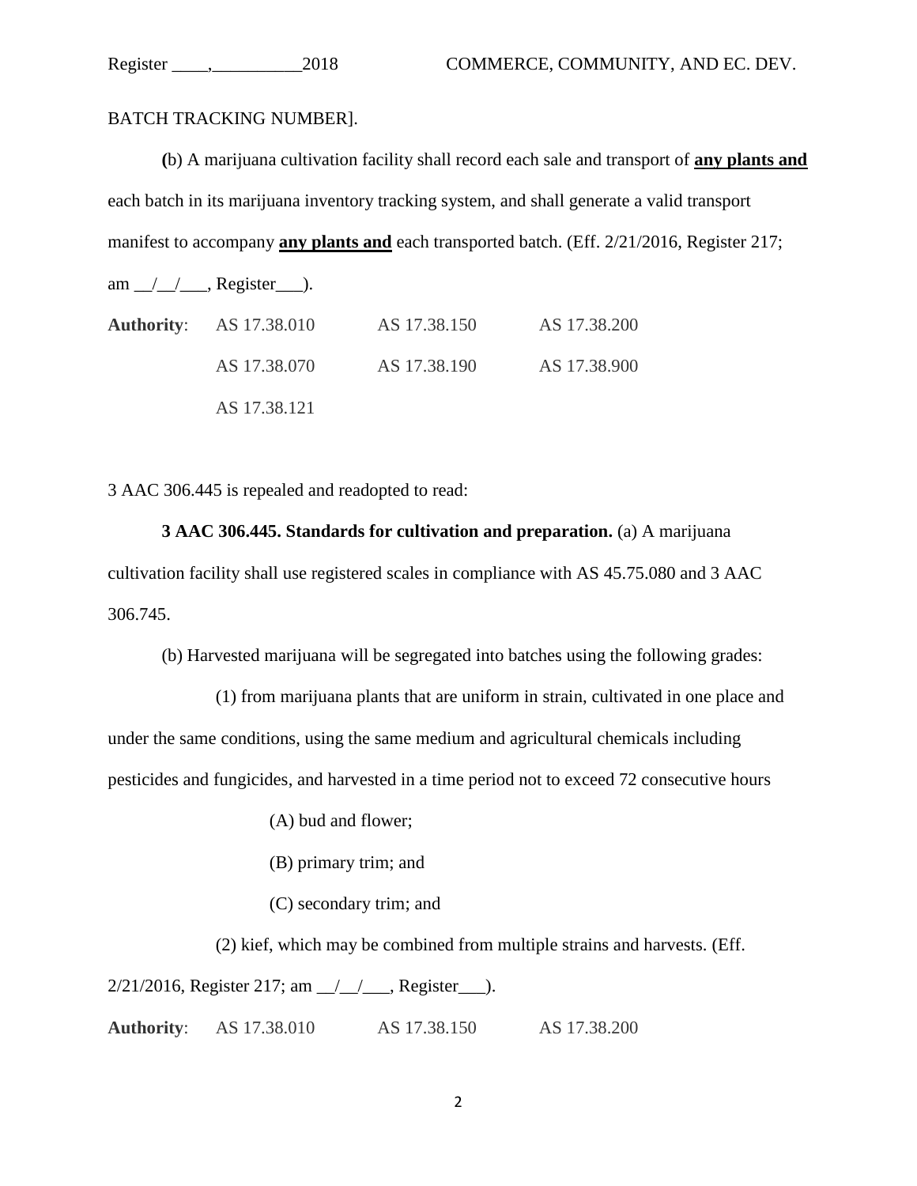BATCH TRACKING NUMBER].

**(**b) A marijuana cultivation facility shall record each sale and transport of **<u>any plants and</u>** each batch in its marijuana inventory tracking system, and shall generate a valid transport manifest to accompany **<u>any plants and</u>** each transported batch. (Eff. 2/21/2016, Register 217; am __/__/___, Register___).

**Authority**: AS 17.38.010 AS 17.38.150 AS 17.38.200

AS 17.38.070 AS 17.38.190 AS 17.38.900

AS 17.38.121

3 AAC 306.445 is repealed and readopted to read:

**3 AAC 306.445. Standards for cultivation and preparation.** (a) A marijuana cultivation facility shall use registered scales in compliance with AS 45.75.080 and 3 AAC 306.745.

(b) Harvested marijuana will be segregated into batches using the following grades:

(1) from marijuana plants that are uniform in strain, cultivated in one place and under the same conditions, using the same medium and agricultural chemicals including pesticides and fungicides, and harvested in a time period not to exceed 72 consecutive hours

(A) bud and flower;

(B) primary trim; and

(C) secondary trim; and

(2) kief, which may be combined from multiple strains and harvests. (Eff. 2/21/2016, Register 217; am __/__/___, Register___).

**Authority**: AS 17.38.010 AS 17.38.150 AS 17.38.200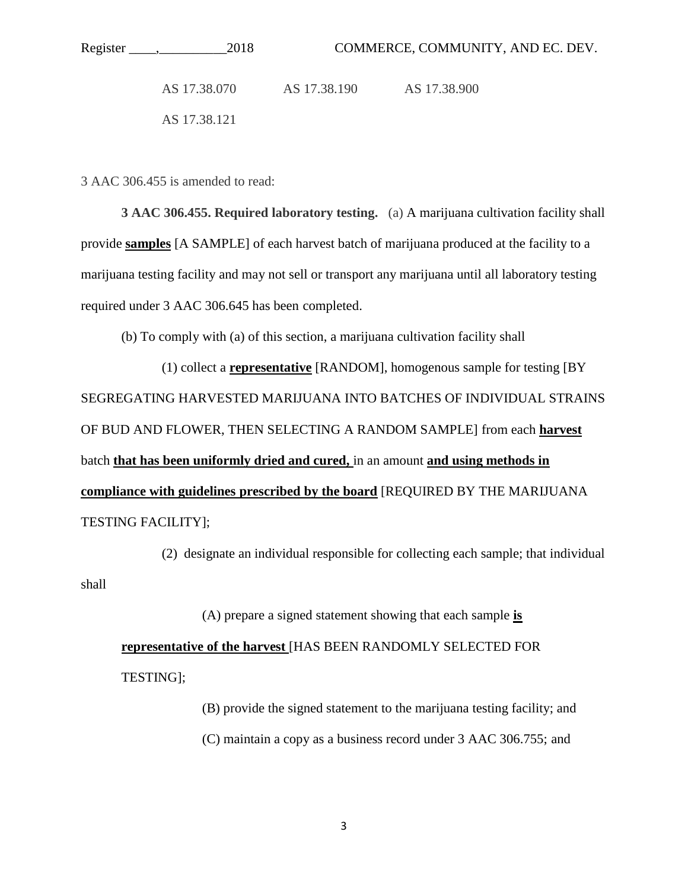AS 17.38.070    AS 17.38.190    AS 17.38.900

AS 17.38.121

3 AAC 306.455 is amended to read:

**3 AAC 306.455. Required laboratory testing.** (a) A marijuana cultivation facility shall provide **samples** [A SAMPLE] of each harvest batch of marijuana produced at the facility to a marijuana testing facility and may not sell or transport any marijuana until all laboratory testing required under 3 AAC 306.645 has been completed.

(b) To comply with (a) of this section, a marijuana cultivation facility shall

(1) collect a **representative** [RANDOM], homogenous sample for testing [BY SEGREGATING HARVESTED MARIJUANA INTO BATCHES OF INDIVIDUAL STRAINS OF BUD AND FLOWER, THEN SELECTING A RANDOM SAMPLE] from each **harvest** batch **that has been uniformly dried and cured,** in an amount **and using methods in compliance with guidelines prescribed by the board** [REQUIRED BY THE MARIJUANA TESTING FACILITY];

(2) designate an individual responsible for collecting each sample; that individual shall

(A) prepare a signed statement showing that each sample **is representative of the harvest** [HAS BEEN RANDOMLY SELECTED FOR TESTING];

(B) provide the signed statement to the marijuana testing facility; and

(C) maintain a copy as a business record under 3 AAC 306.755; and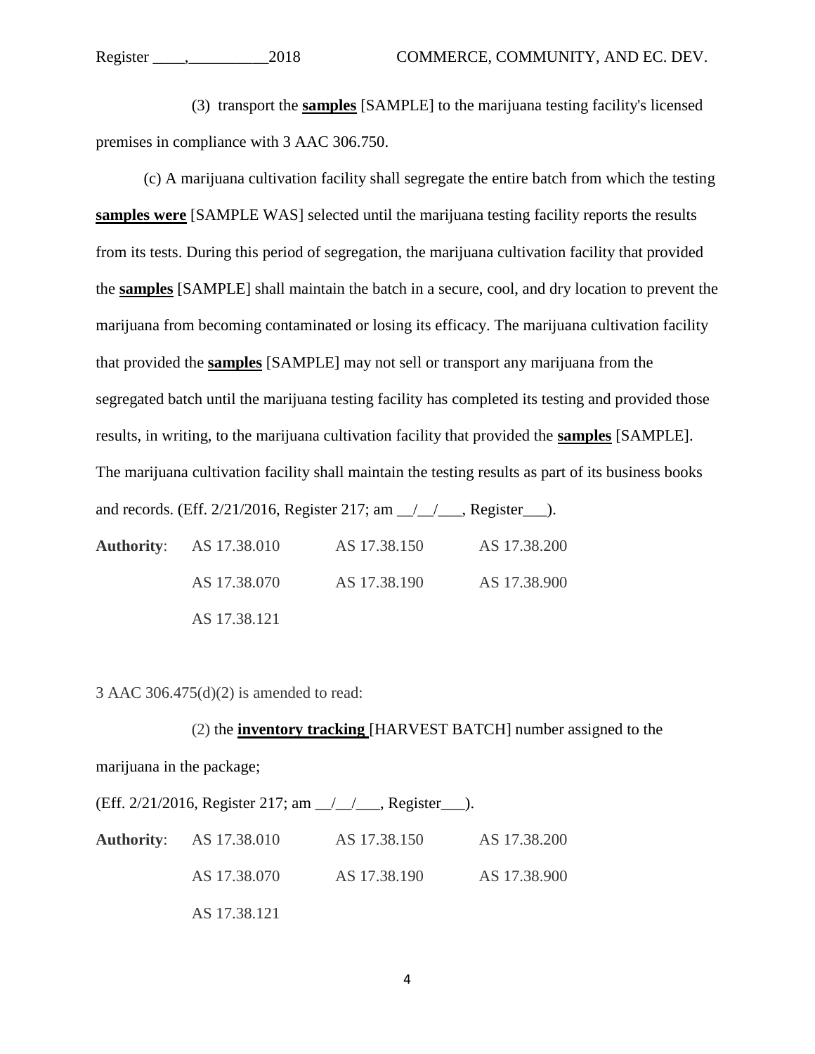(3) transport the **samples** [SAMPLE] to the marijuana testing facility's licensed premises in compliance with 3 AAC 306.750.

(c) A marijuana cultivation facility shall segregate the entire batch from which the testing **samples were** [SAMPLE WAS] selected until the marijuana testing facility reports the results from its tests. During this period of segregation, the marijuana cultivation facility that provided the **samples** [SAMPLE] shall maintain the batch in a secure, cool, and dry location to prevent the marijuana from becoming contaminated or losing its efficacy. The marijuana cultivation facility that provided the **samples** [SAMPLE] may not sell or transport any marijuana from the segregated batch until the marijuana testing facility has completed its testing and provided those results, in writing, to the marijuana cultivation facility that provided the **samples** [SAMPLE]. The marijuana cultivation facility shall maintain the testing results as part of its business books and records. (Eff. 2/21/2016, Register 217; am __/__/___, Register___).

**Authority**: AS 17.38.010 AS 17.38.150 AS 17.38.200
AS 17.38.070 AS 17.38.190 AS 17.38.900
AS 17.38.121

3 AAC 306.475(d)(2) is amended to read:

(2) the **inventory tracking** [HARVEST BATCH] number assigned to the marijuana in the package;

(Eff. 2/21/2016, Register 217; am __/__/___, Register___).

**Authority**: AS 17.38.010 AS 17.38.150 AS 17.38.200
AS 17.38.070 AS 17.38.190 AS 17.38.900
AS 17.38.121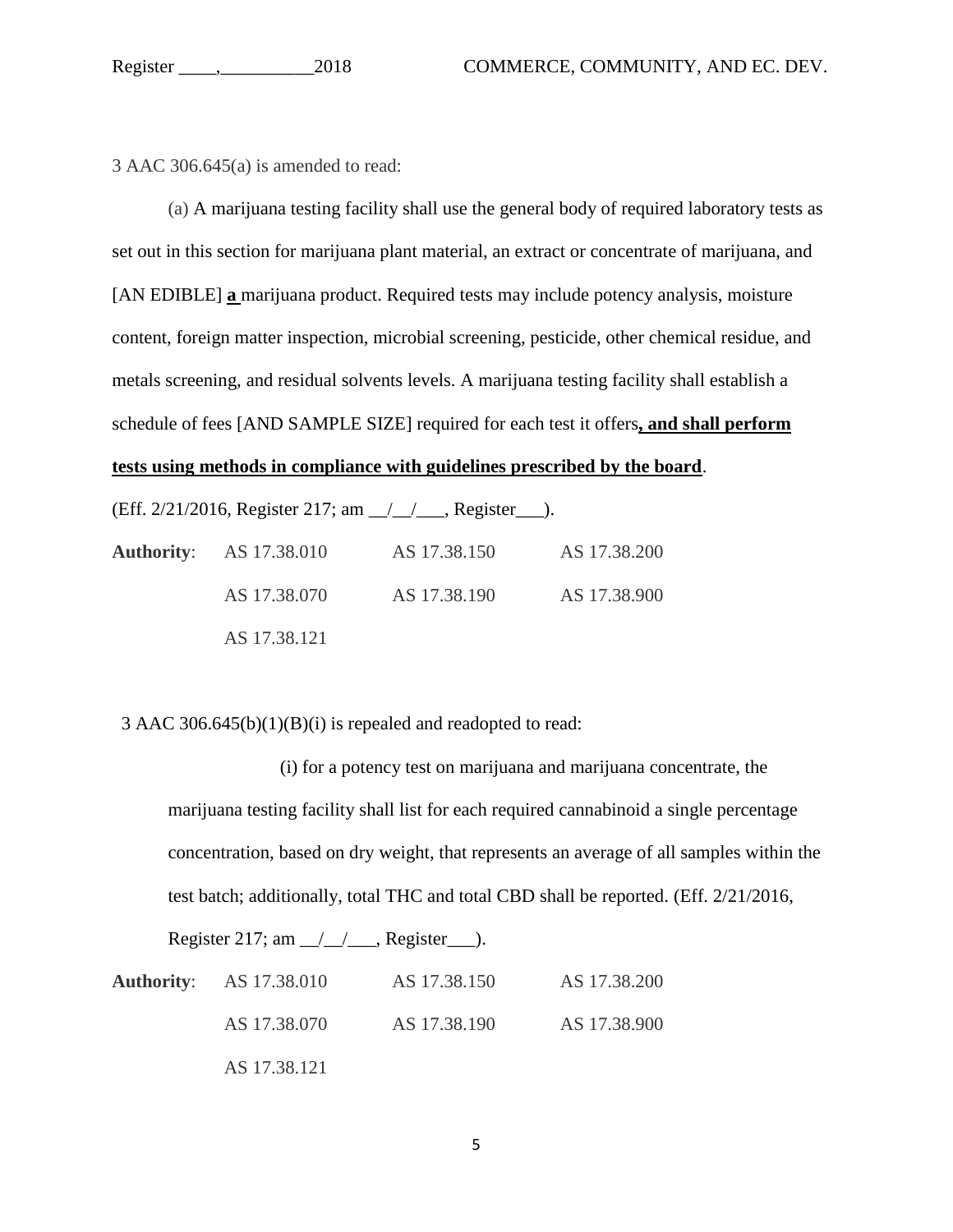3 AAC 306.645(a) is amended to read:

(a) A marijuana testing facility shall use the general body of required laboratory tests as set out in this section for marijuana plant material, an extract or concentrate of marijuana, and [AN EDIBLE] **a** marijuana product. Required tests may include potency analysis, moisture content, foreign matter inspection, microbial screening, pesticide, other chemical residue, and metals screening, and residual solvents levels. A marijuana testing facility shall establish a schedule of fees [AND SAMPLE SIZE] required for each test it offers**, and shall perform tests using methods in compliance with guidelines prescribed by the board**.

(Eff. 2/21/2016, Register 217; am __/__/___, Register___).

| **Authority**: | AS 17.38.010 | AS 17.38.150 | AS 17.38.200 |
|---|---|---|---|
| | AS 17.38.070 | AS 17.38.190 | AS 17.38.900 |
| | AS 17.38.121 | | |

3 AAC 306.645(b)(1)(B)(i) is repealed and readopted to read:

(i) for a potency test on marijuana and marijuana concentrate, the marijuana testing facility shall list for each required cannabinoid a single percentage concentration, based on dry weight, that represents an average of all samples within the test batch; additionally, total THC and total CBD shall be reported. (Eff. 2/21/2016, Register 217; am __/__/___, Register___).

| **Authority**: | AS 17.38.010 | AS 17.38.150 | AS 17.38.200 |
|---|---|---|---|
| | AS 17.38.070 | AS 17.38.190 | AS 17.38.900 |
| | AS 17.38.121 | | |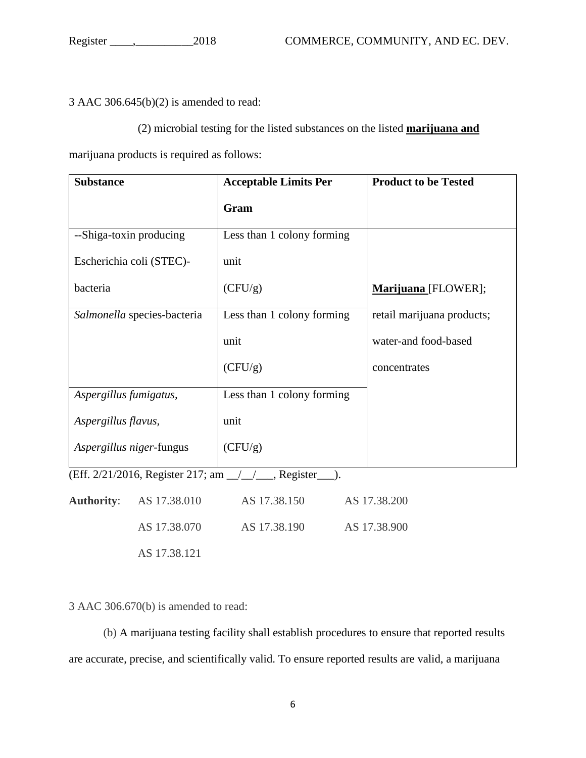3 AAC 306.645(b)(2) is amended to read:

(2) microbial testing for the listed substances on the listed **marijuana and** marijuana products is required as follows:

| Substance | Acceptable Limits Per Gram | Product to be Tested |
|---|---|---|
| --Shiga-toxin producing Escherichia coli (STEC)-bacteria | Less than 1 colony forming unit (CFU/g) | **Marijuana** [FLOWER]; retail marijuana products; water-and food-based concentrates |
| *Salmonella* species-bacteria | Less than 1 colony forming unit (CFU/g) | |
| *Aspergillus fumigatus, Aspergillus flavus, Aspergillus niger*-fungus | Less than 1 colony forming unit (CFU/g) | |

(Eff. 2/21/2016, Register 217; am __/__/___, Register___).

**Authority**: AS 17.38.010 AS 17.38.150 AS 17.38.200
AS 17.38.070 AS 17.38.190 AS 17.38.900
AS 17.38.121

3 AAC 306.670(b) is amended to read:

(b) A marijuana testing facility shall establish procedures to ensure that reported results are accurate, precise, and scientifically valid. To ensure reported results are valid, a marijuana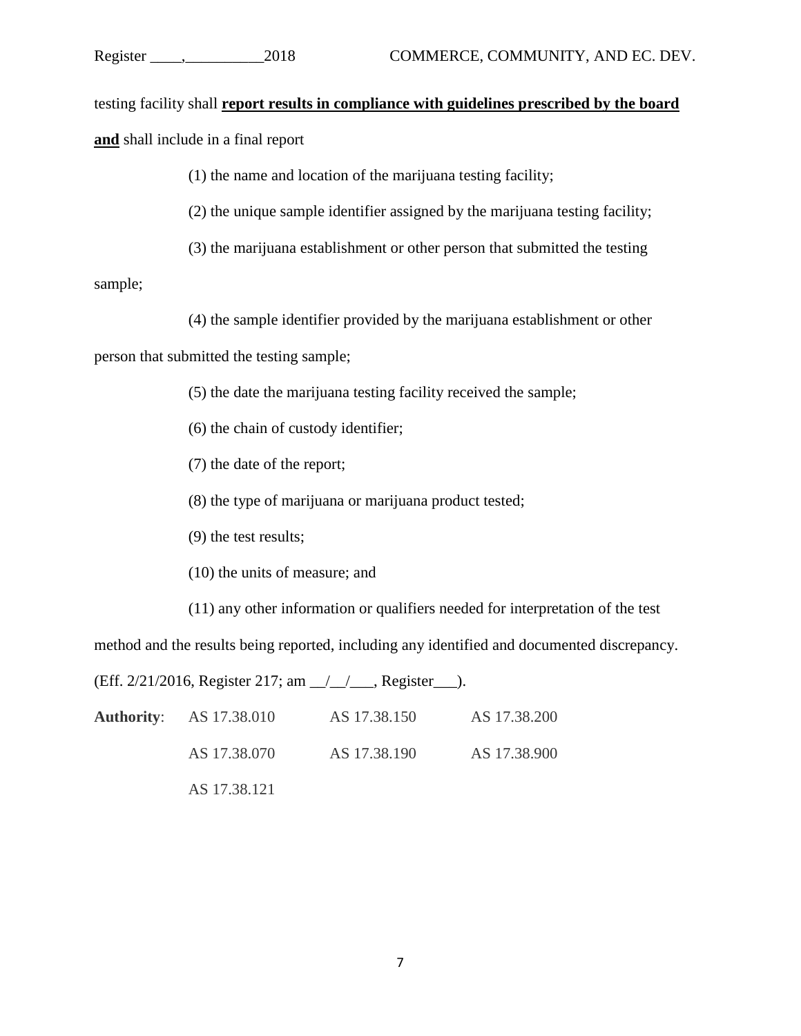testing facility shall **<u>report results in compliance with guidelines prescribed by the board</u>** **<u>and</u>** shall include in a final report

(1) the name and location of the marijuana testing facility;

(2) the unique sample identifier assigned by the marijuana testing facility;

(3) the marijuana establishment or other person that submitted the testing sample;

(4) the sample identifier provided by the marijuana establishment or other person that submitted the testing sample;

(5) the date the marijuana testing facility received the sample;

(6) the chain of custody identifier;

(7) the date of the report;

(8) the type of marijuana or marijuana product tested;

(9) the test results;

(10) the units of measure; and

(11) any other information or qualifiers needed for interpretation of the test method and the results being reported, including any identified and documented discrepancy.

(Eff. 2/21/2016, Register 217; am __/__/___, Register___).

**Authority**: AS 17.38.010 AS 17.38.150 AS 17.38.200

AS 17.38.070 AS 17.38.190 AS 17.38.900

AS 17.38.121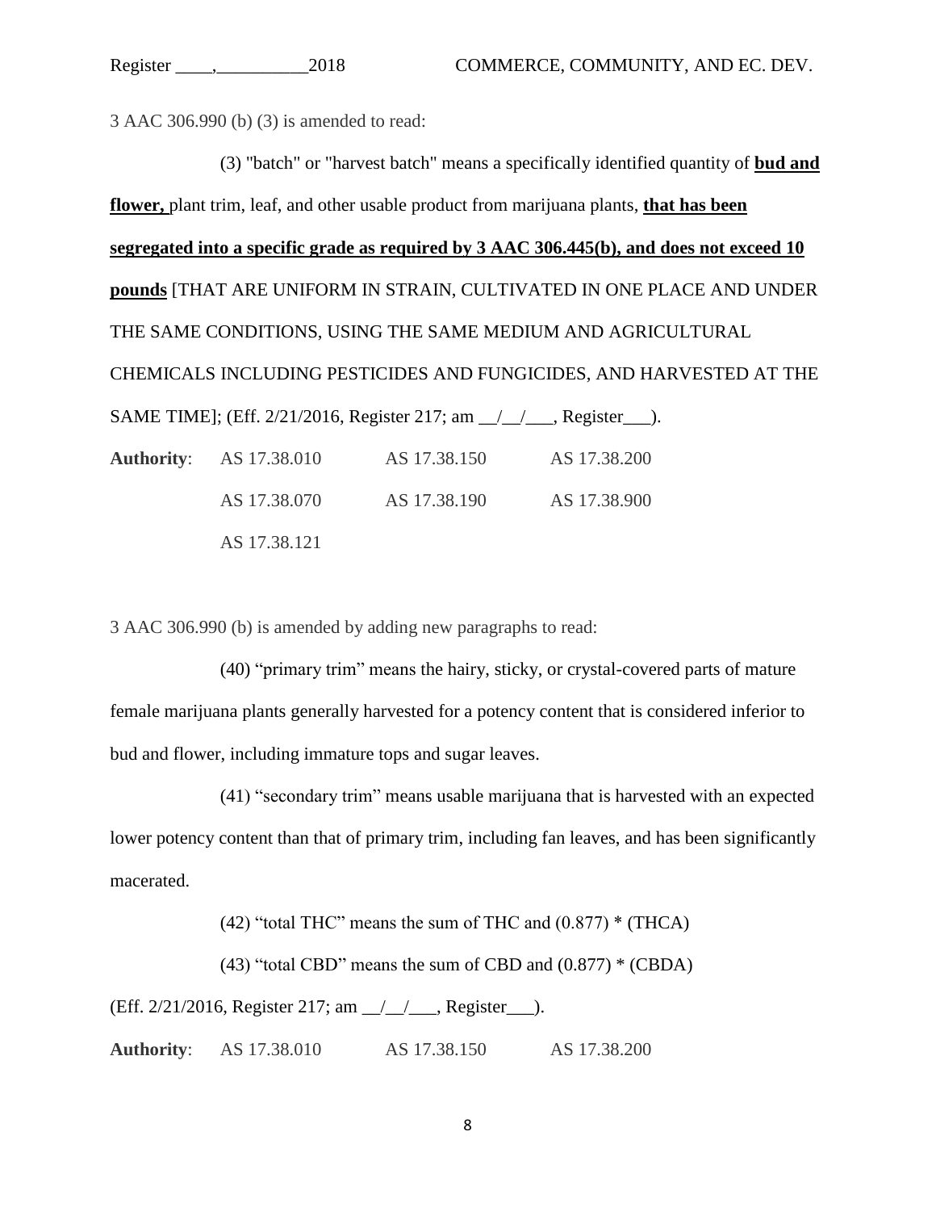3 AAC 306.990 (b) (3) is amended to read:

(3) "batch" or "harvest batch" means a specifically identified quantity of **bud and flower,** plant trim, leaf, and other usable product from marijuana plants, **that has been segregated into a specific grade as required by 3 AAC 306.445(b), and does not exceed 10 pounds** [THAT ARE UNIFORM IN STRAIN, CULTIVATED IN ONE PLACE AND UNDER THE SAME CONDITIONS, USING THE SAME MEDIUM AND AGRICULTURAL CHEMICALS INCLUDING PESTICIDES AND FUNGICIDES, AND HARVESTED AT THE SAME TIME]; (Eff. 2/21/2016, Register 217; am __/__/___, Register___).

**Authority**: AS 17.38.010 AS 17.38.150 AS 17.38.200 AS 17.38.070 AS 17.38.190 AS 17.38.900 AS 17.38.121

3 AAC 306.990 (b) is amended by adding new paragraphs to read:

(40) "primary trim" means the hairy, sticky, or crystal-covered parts of mature female marijuana plants generally harvested for a potency content that is considered inferior to bud and flower, including immature tops and sugar leaves.

(41) "secondary trim" means usable marijuana that is harvested with an expected lower potency content than that of primary trim, including fan leaves, and has been significantly macerated.

(42) "total THC" means the sum of THC and (0.877) * (THCA)

(43) "total CBD" means the sum of CBD and (0.877) * (CBDA)

(Eff. 2/21/2016, Register 217; am __/__/___, Register___).

**Authority**: AS 17.38.010 AS 17.38.150 AS 17.38.200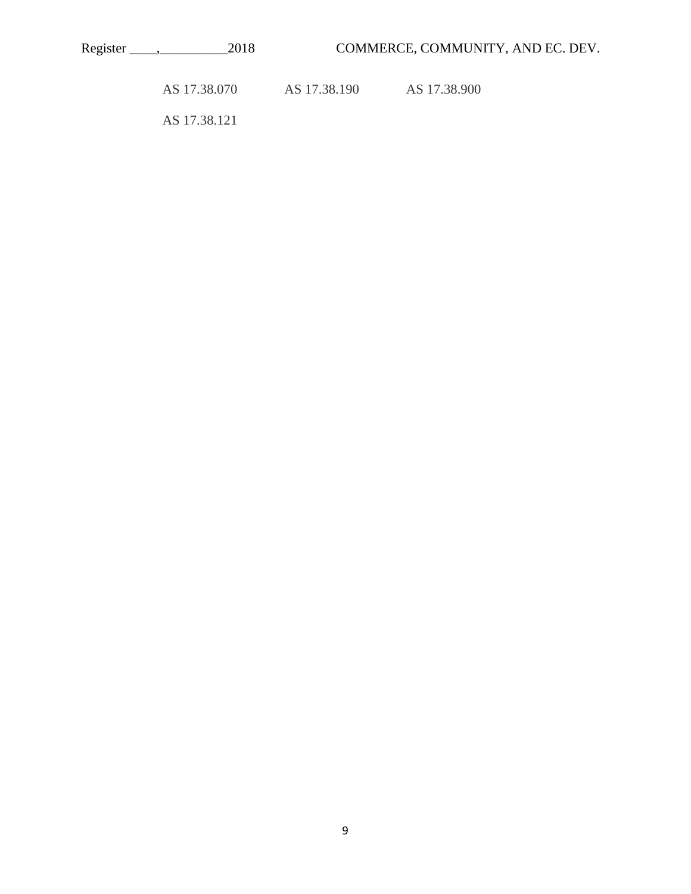AS 17.38.070 AS 17.38.190 AS 17.38.900

AS 17.38.121